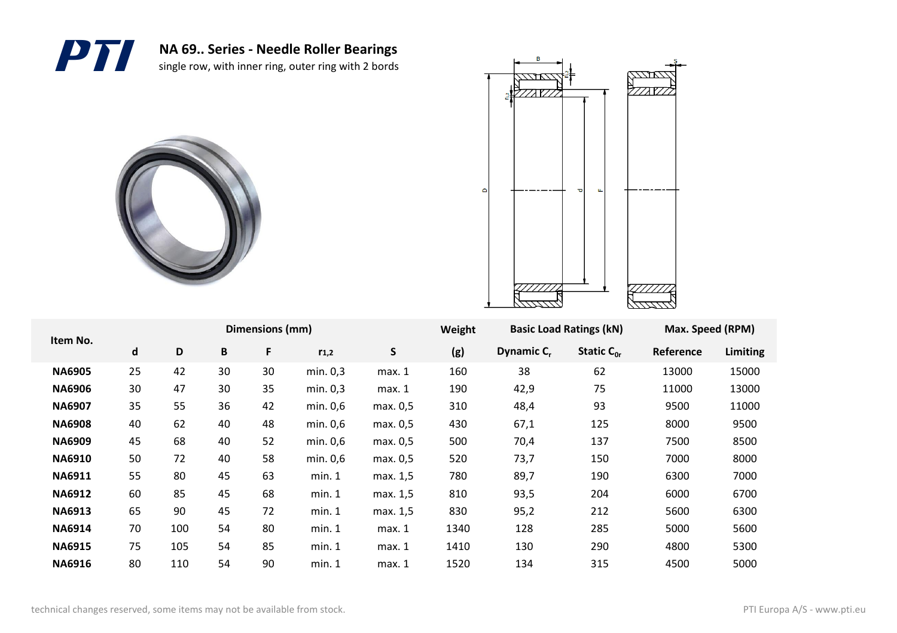# NA 69.. Series - Needle Roller Bearings

single row, with inner ring, outer ring with 2 bords

| Item No. | Dimensions (mm) | | | | | | Weight | Basic Load Ratings (kN) | | Max. Speed (RPM) | |
|---|---|---|---|---|---|---|---|---|---|---|---|
| | d | D | B | F | $r_{1,2}$ | S | (g) | Dynamic $C_r$ | Static $C_{0r}$ | Reference | Limiting |
| **NA6905** | 25 | 42 | 30 | 30 | min. 0,3 | max. 1 | 160 | 38 | 62 | 13000 | 15000 |
| **NA6906** | 30 | 47 | 30 | 35 | min. 0,3 | max. 1 | 190 | 42,9 | 75 | 11000 | 13000 |
| **NA6907** | 35 | 55 | 36 | 42 | min. 0,6 | max. 0,5 | 310 | 48,4 | 93 | 9500 | 11000 |
| **NA6908** | 40 | 62 | 40 | 48 | min. 0,6 | max. 0,5 | 430 | 67,1 | 125 | 8000 | 9500 |
| **NA6909** | 45 | 68 | 40 | 52 | min. 0,6 | max. 0,5 | 500 | 70,4 | 137 | 7500 | 8500 |
| **NA6910** | 50 | 72 | 40 | 58 | min. 0,6 | max. 0,5 | 520 | 73,7 | 150 | 7000 | 8000 |
| **NA6911** | 55 | 80 | 45 | 63 | min. 1 | max. 1,5 | 780 | 89,7 | 190 | 6300 | 7000 |
| **NA6912** | 60 | 85 | 45 | 68 | min. 1 | max. 1,5 | 810 | 93,5 | 204 | 6000 | 6700 |
| **NA6913** | 65 | 90 | 45 | 72 | min. 1 | max. 1,5 | 830 | 95,2 | 212 | 5600 | 6300 |
| **NA6914** | 70 | 100 | 54 | 80 | min. 1 | max. 1 | 1340 | 128 | 285 | 5000 | 5600 |
| **NA6915** | 75 | 105 | 54 | 85 | min. 1 | max. 1 | 1410 | 130 | 290 | 4800 | 5300 |
| **NA6916** | 80 | 110 | 54 | 90 | min. 1 | max. 1 | 1520 | 134 | 315 | 4500 | 5000 |

technical changes reserved, some items may not be available from stock.

PTI Europa A/S - www.pti.eu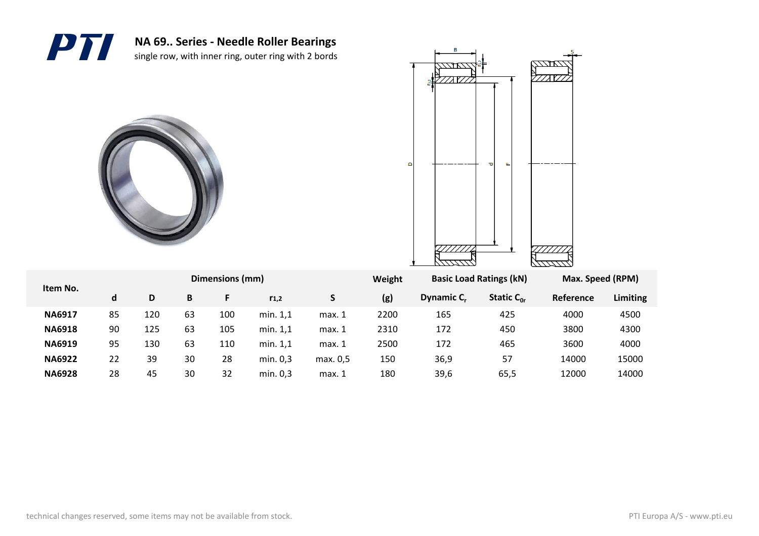# NA 69.. Series - Needle Roller Bearings

single row, with inner ring, outer ring with 2 bords

B

$r_{1,2}$

$r_{1,2}$

S

D

d

F

| Item No. | Dimensions (mm) | | | | | | Weight | Basic Load Ratings (kN) | | Max. Speed (RPM) | |
|---|---|---|---|---|---|---|---|---|---|---|---|
| | d | D | B | F | $r_{1,2}$ | S | (g) | Dynamic $C_r$ | Static $C_{0r}$ | Reference | Limiting |
| **NA6917** | 85 | 120 | 63 | 100 | min. 1,1 | max. 1 | 2200 | 165 | 425 | 4000 | 4500 |
| **NA6918** | 90 | 125 | 63 | 105 | min. 1,1 | max. 1 | 2310 | 172 | 450 | 3800 | 4300 |
| **NA6919** | 95 | 130 | 63 | 110 | min. 1,1 | max. 1 | 2500 | 172 | 465 | 3600 | 4000 |
| **NA6922** | 22 | 39 | 30 | 28 | min. 0,3 | max. 0,5 | 150 | 36,9 | 57 | 14000 | 15000 |
| **NA6928** | 28 | 45 | 30 | 32 | min. 0,3 | max. 1 | 180 | 39,6 | 65,5 | 12000 | 14000 |

technical changes reserved, some items may not be available from stock.

PTI Europa A/S - www.pti.eu